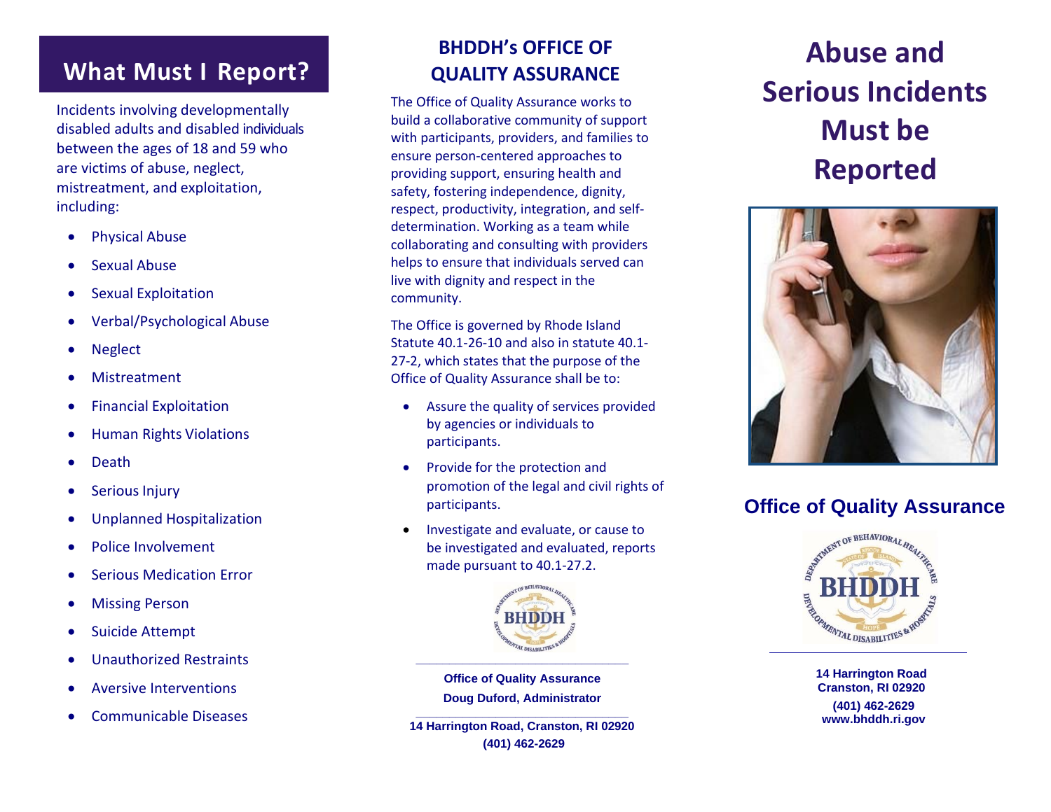## What Must I Report?

Incidents involving developmentally disabled adults and disabled individuals between the ages of 18 and 59 who are victims of abuse, neglect, mistreatment, and exploitation, including:

- Physical Abuse
- Sexual Abuse
- Sexual Exploitation
- Verbal/Psychological Abuse
- Neglect
- Mistreatment
- Financial Exploitation
- Human Rights Violations
- Death
- Serious Injury
- Unplanned Hospitalization
- Police Involvement
- Serious Medication Error
- Missing Person
- Suicide Attempt
- Unauthorized Restraints
- Aversive Interventions
- Communicable Diseases

## BHDDH's OFFICE OF QUALITY ASSURANCE

The Office of Quality Assurance works to build a collaborative community of support with participants, providers, and families to ensure person-centered approaches to providing support, ensuring health and safety, fostering independence, dignity, respect, productivity, integration, and self-determination. Working as a team while collaborating and consulting with providers helps to ensure that individuals served can live with dignity and respect in the community.

The Office is governed by Rhode Island Statute 40.1-26-10 and also in statute 40.1-27-2, which states that the purpose of the Office of Quality Assurance shall be to:

- Assure the quality of services provided by agencies or individuals to participants.
- Provide for the protection and promotion of the legal and civil rights of participants.
- Investigate and evaluate, or cause to be investigated and evaluated, reports made pursuant to 40.1-27.2.

**Office of Quality Assurance**
**Doug Duford, Administrator**

**14 Harrington Road, Cranston, RI 02920**
**(401) 462-2629**

# Abuse and Serious Incidents Must be Reported

## Office of Quality Assurance

**14 Harrington Road**
**Cranston, RI 02920**
**(401) 462-2629**
**www.bhddh.ri.gov**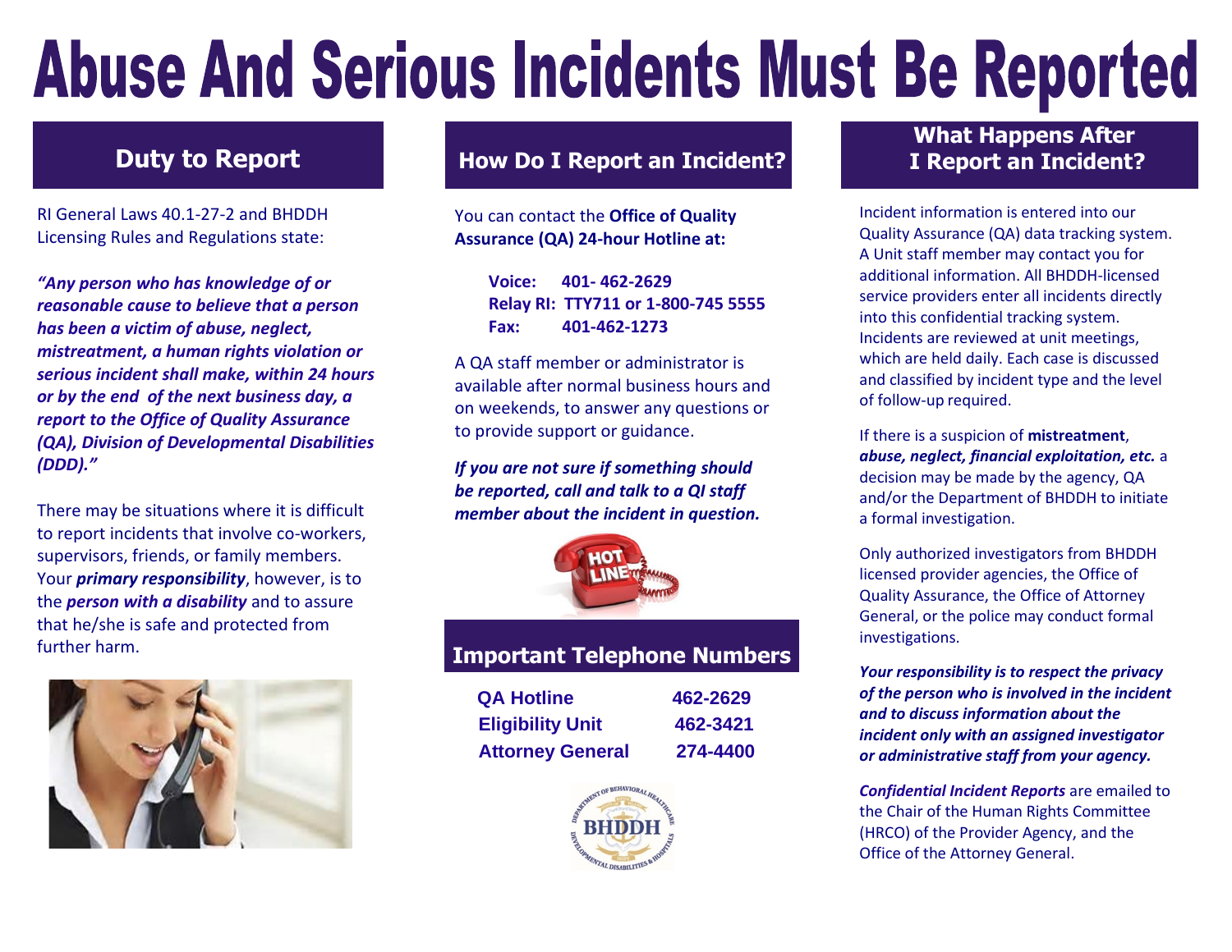# Abuse And Serious Incidents Must Be Reported

## Duty to Report

RI General Laws 40.1-27-2 and BHDDH Licensing Rules and Regulations state:

***"Any person who has knowledge of or reasonable cause to believe that a person has been a victim of abuse, neglect, mistreatment, a human rights violation or serious incident shall make, within 24 hours or by the end of the next business day, a report to the Office of Quality Assurance (QA), Division of Developmental Disabilities (DDD)."***

There may be situations where it is difficult to report incidents that involve co-workers, supervisors, friends, or family members. Your ***primary responsibility***, however, is to the ***person with a disability*** and to assure that he/she is safe and protected from further harm.

## How Do I Report an Incident?

You can contact the **Office of Quality Assurance (QA) 24-hour Hotline at:**

**Voice: 401- 462-2629**
**Relay RI: TTY711 or 1-800-745 5555**
**Fax: 401-462-1273**

A QA staff member or administrator is available after normal business hours and on weekends, to answer any questions or to provide support or guidance.

***If you are not sure if something should be reported, call and talk to a QI staff member about the incident in question.***

## Important Telephone Numbers

| | |
|---|---|
| **QA Hotline** | **462-2629** |
| **Eligibility Unit** | **462-3421** |
| **Attorney General** | **274-4400** |

## What Happens After I Report an Incident?

Incident information is entered into our Quality Assurance (QA) data tracking system. A Unit staff member may contact you for additional information. All BHDDH-licensed service providers enter all incidents directly into this confidential tracking system. Incidents are reviewed at unit meetings, which are held daily. Each case is discussed and classified by incident type and the level of follow-up required.

If there is a suspicion of **mistreatment**, ***abuse, neglect, financial exploitation, etc.*** a decision may be made by the agency, QA and/or the Department of BHDDH to initiate a formal investigation.

Only authorized investigators from BHDDH licensed provider agencies, the Office of Quality Assurance, the Office of Attorney General, or the police may conduct formal investigations.

***Your responsibility is to respect the privacy of the person who is involved in the incident and to discuss information about the incident only with an assigned investigator or administrative staff from your agency.***

***Confidential Incident Reports*** are emailed to the Chair of the Human Rights Committee (HRCO) of the Provider Agency, and the Office of the Attorney General.